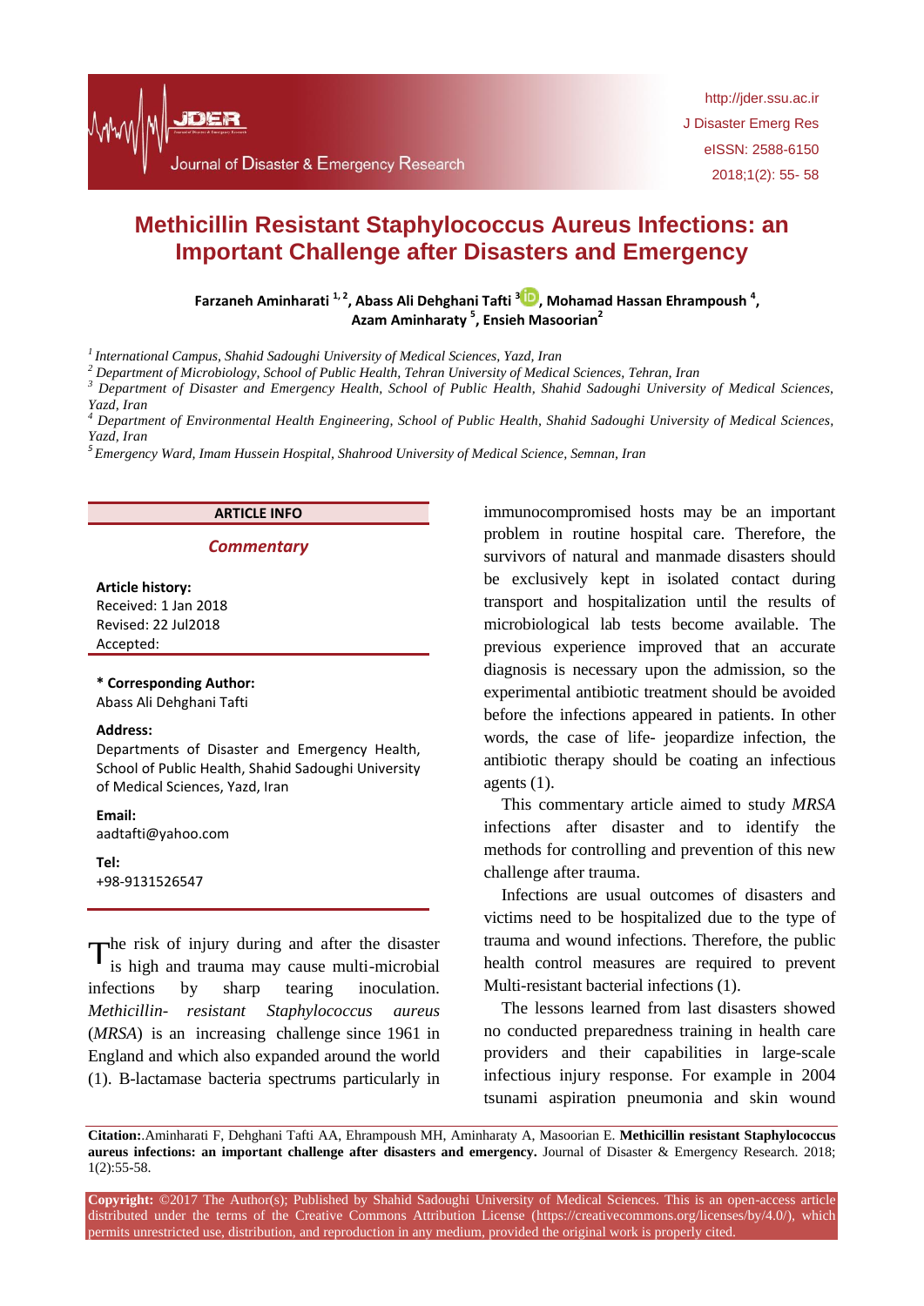# Methicillin Resistant Staphylococcus Aureus Infections: an Important Challenge after Disasters and Emergency

**Farzaneh Aminharati [1,2], Abass Ali Dehghani Tafti [3], Mohamad Hassan Ehrampoush [4], Azam Aminharaty [5], Ensieh Masoorian[2]**

[1] *International Campus, Shahid Sadoughi University of Medical Sciences, Yazd, Iran*
[2] *Department of Microbiology, School of Public Health, Tehran University of Medical Sciences, Tehran, Iran*
[3] *Department of Disaster and Emergency Health, School of Public Health, Shahid Sadoughi University of Medical Sciences, Yazd, Iran*
[4] *Department of Environmental Health Engineering, School of Public Health, Shahid Sadoughi University of Medical Sciences, Yazd, Iran*
[5] *Emergency Ward, Imam Hussein Hospital, Shahrood University of Medical Science, Semnan, Iran*

**ARTICLE INFO**

***Commentary***

**Article history:**
Received: 1 Jan 2018
Revised: 22 Jul2018
Accepted:

**\* Corresponding Author:**
Abass Ali Dehghani Tafti

**Address:**
Departments of Disaster and Emergency Health, School of Public Health, Shahid Sadoughi University of Medical Sciences, Yazd, Iran

**Email:**
aadtafti@yahoo.com

**Tel:**
+98-9131526547

The risk of injury during and after the disaster is high and trauma may cause multi-microbial infections by sharp tearing inoculation. *Methicillin- resistant Staphylococcus aureus* (*MRSA*) is an increasing challenge since 1961 in England and which also expanded around the world (1). B-lactamase bacteria spectrums particularly in immunocompromised hosts may be an important problem in routine hospital care. Therefore, the survivors of natural and manmade disasters should be exclusively kept in isolated contact during transport and hospitalization until the results of microbiological lab tests become available. The previous experience improved that an accurate diagnosis is necessary upon the admission, so the experimental antibiotic treatment should be avoided before the infections appeared in patients. In other words, the case of life- jeopardize infection, the antibiotic therapy should be coating an infectious agents (1).

This commentary article aimed to study *MRSA* infections after disaster and to identify the methods for controlling and prevention of this new challenge after trauma.

Infections are usual outcomes of disasters and victims need to be hospitalized due to the type of trauma and wound infections. Therefore, the public health control measures are required to prevent Multi-resistant bacterial infections (1).

The lessons learned from last disasters showed no conducted preparedness training in health care providers and their capabilities in large-scale infectious injury response. For example in 2004 tsunami aspiration pneumonia and skin wound

**Citation:**.Aminharati F, Dehghani Tafti AA, Ehrampoush MH, Aminharaty A, Masoorian E. **Methicillin resistant Staphylococcus aureus infections: an important challenge after disasters and emergency.** Journal of Disaster & Emergency Research. 2018; 1(2):55-58.

**Copyright:** ©2017 The Author(s); Published by Shahid Sadoughi University of Medical Sciences. This is an open-access article distributed under the terms of the Creative Commons Attribution License (https://creativecommons.org/licenses/by/4.0/), which permits unrestricted use, distribution, and reproduction in any medium, provided the original work is properly cited.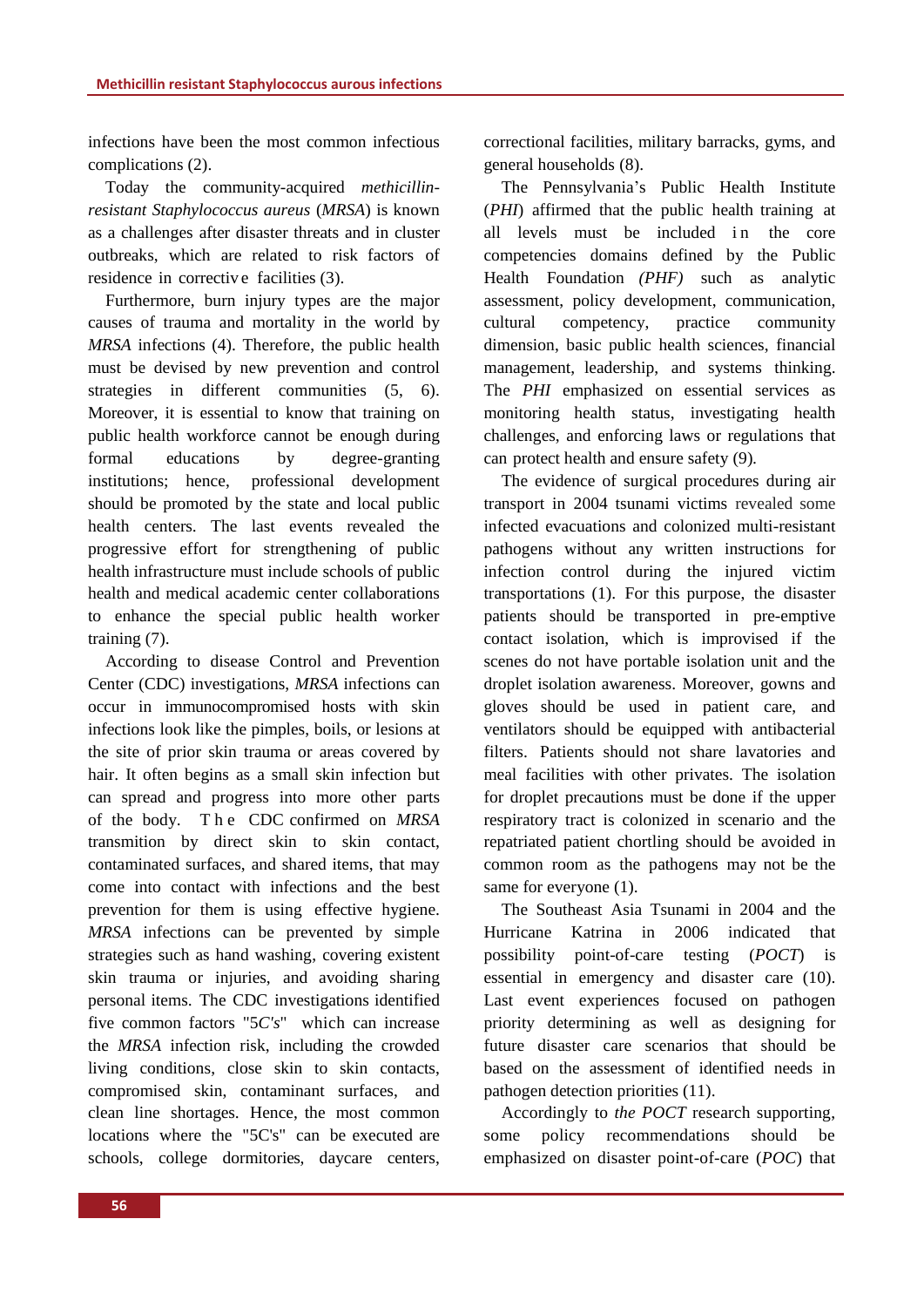infections have been the most common infectious complications (2).

Today the community-acquired *methicillin-resistant Staphylococcus aureus* (*MRSA*) is known as a challenges after disaster threats and in cluster outbreaks, which are related to risk factors of residence in corrective facilities (3).

Furthermore, burn injury types are the major causes of trauma and mortality in the world by *MRSA* infections (4). Therefore, the public health must be devised by new prevention and control strategies in different communities (5, 6). Moreover, it is essential to know that training on public health workforce cannot be enough during formal educations by degree-granting institutions; hence, professional development should be promoted by the state and local public health centers. The last events revealed the progressive effort for strengthening of public health infrastructure must include schools of public health and medical academic center collaborations to enhance the special public health worker training (7).

According to disease Control and Prevention Center (CDC) investigations, *MRSA* infections can occur in immunocompromised hosts with skin infections look like the pimples, boils, or lesions at the site of prior skin trauma or areas covered by hair. It often begins as a small skin infection but can spread and progress into more other parts of the body. The CDC confirmed on *MRSA* transmition by direct skin to skin contact, contaminated surfaces, and shared items, that may come into contact with infections and the best prevention for them is using effective hygiene. *MRSA* infections can be prevented by simple strategies such as hand washing, covering existent skin trauma or injuries, and avoiding sharing personal items. The CDC investigations identified five common factors "5*C's*" which can increase the *MRSA* infection risk, including the crowded living conditions, close skin to skin contacts, compromised skin, contaminant surfaces, and clean line shortages. Hence, the most common locations where the "5C's" can be executed are schools, college dormitories, daycare centers, correctional facilities, military barracks, gyms, and general households (8).

The Pennsylvania's Public Health Institute (*PHI*) affirmed that the public health training at all levels must be included in the core competencies domains defined by the Public Health Foundation *(PHF)* such as analytic assessment, policy development, communication, cultural competency, practice community dimension, basic public health sciences, financial management, leadership, and systems thinking. The *PHI* emphasized on essential services as monitoring health status, investigating health challenges, and enforcing laws or regulations that can protect health and ensure safety (9).

The evidence of surgical procedures during air transport in 2004 tsunami victims revealed some infected evacuations and colonized multi-resistant pathogens without any written instructions for infection control during the injured victim transportations (1). For this purpose, the disaster patients should be transported in pre-emptive contact isolation, which is improvised if the scenes do not have portable isolation unit and the droplet isolation awareness. Moreover, gowns and gloves should be used in patient care, and ventilators should be equipped with antibacterial filters. Patients should not share lavatories and meal facilities with other privates. The isolation for droplet precautions must be done if the upper respiratory tract is colonized in scenario and the repatriated patient chortling should be avoided in common room as the pathogens may not be the same for everyone (1).

The Southeast Asia Tsunami in 2004 and the Hurricane Katrina in 2006 indicated that possibility point-of-care testing (*POCT*) is essential in emergency and disaster care (10). Last event experiences focused on pathogen priority determining as well as designing for future disaster care scenarios that should be based on the assessment of identified needs in pathogen detection priorities (11).

Accordingly to *the POCT* research supporting, some policy recommendations should be emphasized on disaster point-of-care (*POC*) that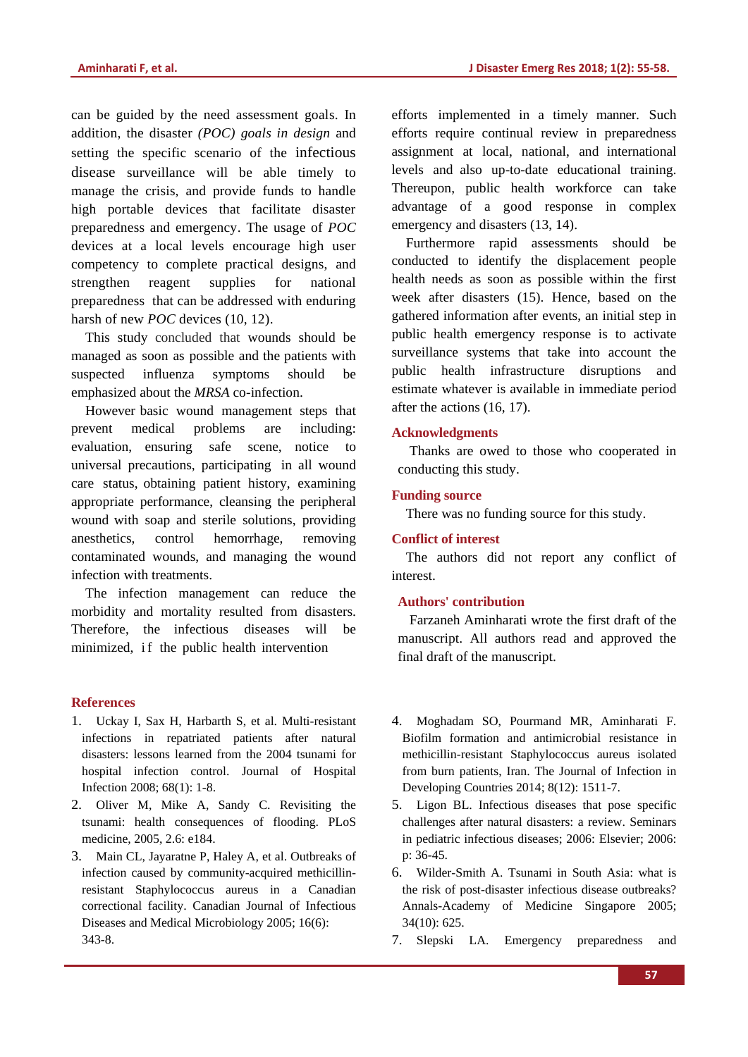can be guided by the need assessment goals. In addition, the disaster *(POC) goals in design* and setting the specific scenario of the infectious disease surveillance will be able timely to manage the crisis, and provide funds to handle high portable devices that facilitate disaster preparedness and emergency. The usage of *POC* devices at a local levels encourage high user competency to complete practical designs, and strengthen reagent supplies for national preparedness that can be addressed with enduring harsh of new *POC* devices (10, 12).

This study concluded that wounds should be managed as soon as possible and the patients with suspected influenza symptoms should be emphasized about the *MRSA* co-infection.

However basic wound management steps that prevent medical problems are including: evaluation, ensuring safe scene, notice to universal precautions, participating in all wound care status, obtaining patient history, examining appropriate performance, cleansing the peripheral wound with soap and sterile solutions, providing anesthetics, control hemorrhage, removing contaminated wounds, and managing the wound infection with treatments.

The infection management can reduce the morbidity and mortality resulted from disasters. Therefore, the infectious diseases will be minimized, if the public health intervention efforts implemented in a timely manner. Such efforts require continual review in preparedness assignment at local, national, and international levels and also up-to-date educational training. Thereupon, public health workforce can take advantage of a good response in complex emergency and disasters (13, 14).

Furthermore rapid assessments should be conducted to identify the displacement people health needs as soon as possible within the first week after disasters (15). Hence, based on the gathered information after events, an initial step in public health emergency response is to activate surveillance systems that take into account the public health infrastructure disruptions and estimate whatever is available in immediate period after the actions (16, 17).

## Acknowledgments

Thanks are owed to those who cooperated in conducting this study.

## Funding source

There was no funding source for this study.

## Conflict of interest

The authors did not report any conflict of interest.

## Authors' contribution

Farzaneh Aminharati wrote the first draft of the manuscript. All authors read and approved the final draft of the manuscript.

## References

1. Uckay I, Sax H, Harbarth S, et al. Multi-resistant infections in repatriated patients after natural disasters: lessons learned from the 2004 tsunami for hospital infection control. Journal of Hospital Infection 2008; 68(1): 1-8.
2. Oliver M, Mike A, Sandy C. Revisiting the tsunami: health consequences of flooding. PLoS medicine, 2005, 2.6: e184.
3. Main CL, Jayaratne P, Haley A, et al. Outbreaks of infection caused by community-acquired methicillin-resistant Staphylococcus aureus in a Canadian correctional facility. Canadian Journal of Infectious Diseases and Medical Microbiology 2005; 16(6): 343-8.
4. Moghadam SO, Pourmand MR, Aminharati F. Biofilm formation and antimicrobial resistance in methicillin-resistant Staphylococcus aureus isolated from burn patients, Iran. The Journal of Infection in Developing Countries 2014; 8(12): 1511-7.
5. Ligon BL. Infectious diseases that pose specific challenges after natural disasters: a review. Seminars in pediatric infectious diseases; 2006: Elsevier; 2006: p: 36-45.
6. Wilder-Smith A. Tsunami in South Asia: what is the risk of post-disaster infectious disease outbreaks? Annals-Academy of Medicine Singapore 2005; 34(10): 625.
7. Slepski LA. Emergency preparedness and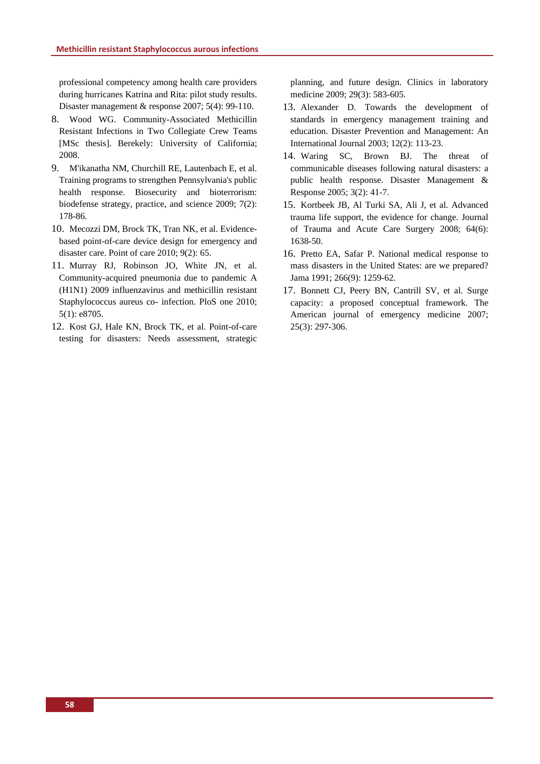professional competency among health care providers during hurricanes Katrina and Rita: pilot study results. Disaster management & response 2007; 5(4): 99-110.

8. Wood WG. Community-Associated Methicillin Resistant Infections in Two Collegiate Crew Teams [MSc thesis]. Berekely: University of California; 2008.
9. M'ikanatha NM, Churchill RE, Lautenbach E, et al. Training programs to strengthen Pennsylvania's public health response. Biosecurity and bioterrorism: biodefense strategy, practice, and science 2009; 7(2): 178-86.
10. Mecozzi DM, Brock TK, Tran NK, et al. Evidence-based point-of-care device design for emergency and disaster care. Point of care 2010; 9(2): 65.
11. Murray RJ, Robinson JO, White JN, et al. Community-acquired pneumonia due to pandemic A (H1N1) 2009 influenzavirus and methicillin resistant Staphylococcus aureus co- infection. PloS one 2010; 5(1): e8705.
12. Kost GJ, Hale KN, Brock TK, et al. Point-of-care testing for disasters: Needs assessment, strategic planning, and future design. Clinics in laboratory medicine 2009; 29(3): 583-605.
13. Alexander D. Towards the development of standards in emergency management training and education. Disaster Prevention and Management: An International Journal 2003; 12(2): 113-23.
14. Waring SC, Brown BJ. The threat of communicable diseases following natural disasters: a public health response. Disaster Management & Response 2005; 3(2): 41-7.
15. Kortbeek JB, Al Turki SA, Ali J, et al. Advanced trauma life support, the evidence for change. Journal of Trauma and Acute Care Surgery 2008; 64(6): 1638-50.
16. Pretto EA, Safar P. National medical response to mass disasters in the United States: are we prepared? Jama 1991; 266(9): 1259-62.
17. Bonnett CJ, Peery BN, Cantrill SV, et al. Surge capacity: a proposed conceptual framework. The American journal of emergency medicine 2007; 25(3): 297-306.